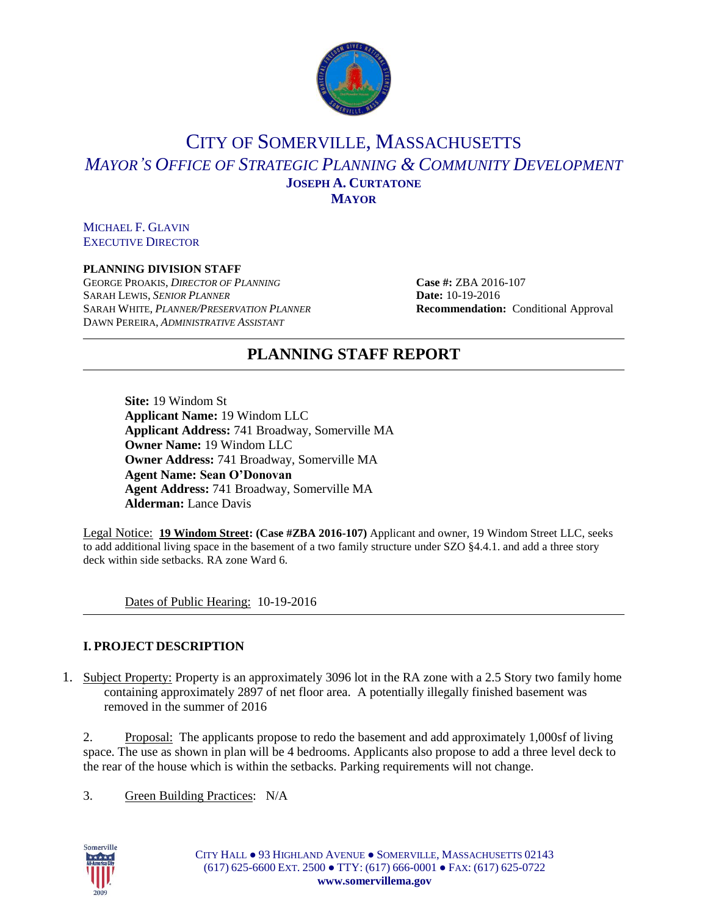# CITY OF SOMERVILLE, MASSACHUSETTS

## *MAYOR'S OFFICE OF STRATEGIC PLANNING & COMMUNITY DEVELOPMENT*

**JOSEPH A. CURTATONE**
**MAYOR**

MICHAEL F. GLAVIN
EXECUTIVE DIRECTOR

**PLANNING DIVISION STAFF**
GEORGE PROAKIS, *DIRECTOR OF PLANNING*
SARAH LEWIS, *SENIOR PLANNER*
SARAH WHITE, *PLANNER/PRESERVATION PLANNER*
DAWN PEREIRA, *ADMINISTRATIVE ASSISTANT*

**Case #:** ZBA 2016-107
**Date:** 10-19-2016
**Recommendation:** Conditional Approval

---

## PLANNING STAFF REPORT

---

**Site:** 19 Windom St
**Applicant Name:** 19 Windom LLC
**Applicant Address:** 741 Broadway, Somerville MA
**Owner Name:** 19 Windom LLC
**Owner Address:** 741 Broadway, Somerville MA
**Agent Name: Sean O'Donovan**
**Agent Address:** 741 Broadway, Somerville MA
**Alderman:** Lance Davis

Legal Notice: **19 Windom Street: (Case #ZBA 2016-107)** Applicant and owner, 19 Windom Street LLC, seeks to add additional living space in the basement of a two family structure under SZO §4.4.1. and add a three story deck within side setbacks. RA zone Ward 6.

Dates of Public Hearing: 10-19-2016

---

### I. PROJECT DESCRIPTION

1. Subject Property: Property is an approximately 3096 lot in the RA zone with a 2.5 Story two family home containing approximately 2897 of net floor area. A potentially illegally finished basement was removed in the summer of 2016

2. Proposal: The applicants propose to redo the basement and add approximately 1,000sf of living space. The use as shown in plan will be 4 bedrooms. Applicants also propose to add a three level deck to the rear of the house which is within the setbacks. Parking requirements will not change.

3. Green Building Practices: N/A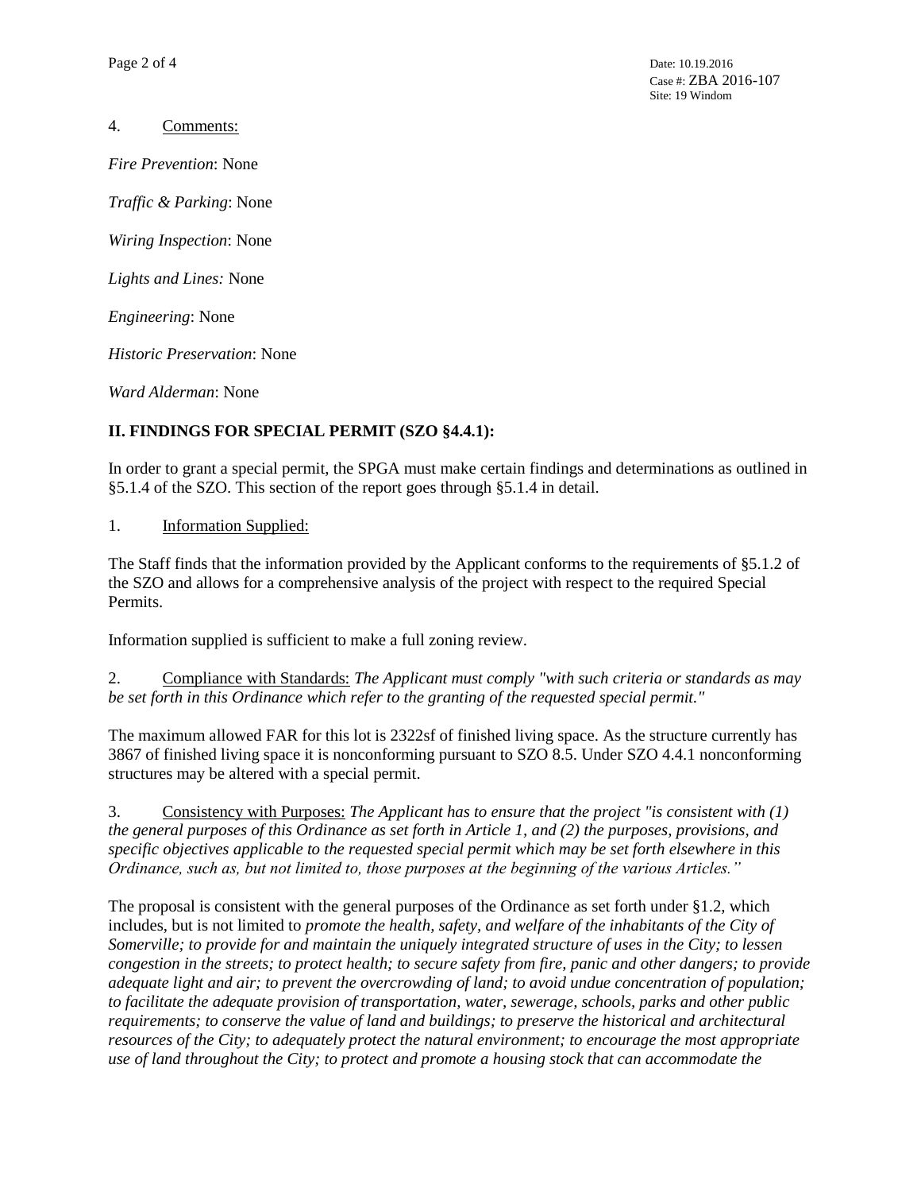4. Comments:

*Fire Prevention*: None

*Traffic & Parking*: None

*Wiring Inspection*: None

*Lights and Lines:* None

*Engineering*: None

*Historic Preservation*: None

*Ward Alderman*: None

**II. FINDINGS FOR SPECIAL PERMIT (SZO §4.4.1):**

In order to grant a special permit, the SPGA must make certain findings and determinations as outlined in §5.1.4 of the SZO. This section of the report goes through §5.1.4 in detail.

1. Information Supplied:

The Staff finds that the information provided by the Applicant conforms to the requirements of §5.1.2 of the SZO and allows for a comprehensive analysis of the project with respect to the required Special Permits.

Information supplied is sufficient to make a full zoning review.

2. Compliance with Standards: *The Applicant must comply "with such criteria or standards as may be set forth in this Ordinance which refer to the granting of the requested special permit."*

The maximum allowed FAR for this lot is 2322sf of finished living space. As the structure currently has 3867 of finished living space it is nonconforming pursuant to SZO 8.5. Under SZO 4.4.1 nonconforming structures may be altered with a special permit.

3. Consistency with Purposes: *The Applicant has to ensure that the project "is consistent with (1) the general purposes of this Ordinance as set forth in Article 1, and (2) the purposes, provisions, and specific objectives applicable to the requested special permit which may be set forth elsewhere in this Ordinance, such as, but not limited to, those purposes at the beginning of the various Articles."*

The proposal is consistent with the general purposes of the Ordinance as set forth under §1.2, which includes, but is not limited to *promote the health, safety, and welfare of the inhabitants of the City of Somerville; to provide for and maintain the uniquely integrated structure of uses in the City; to lessen congestion in the streets; to protect health; to secure safety from fire, panic and other dangers; to provide adequate light and air; to prevent the overcrowding of land; to avoid undue concentration of population; to facilitate the adequate provision of transportation, water, sewerage, schools, parks and other public requirements; to conserve the value of land and buildings; to preserve the historical and architectural resources of the City; to adequately protect the natural environment; to encourage the most appropriate use of land throughout the City; to protect and promote a housing stock that can accommodate the*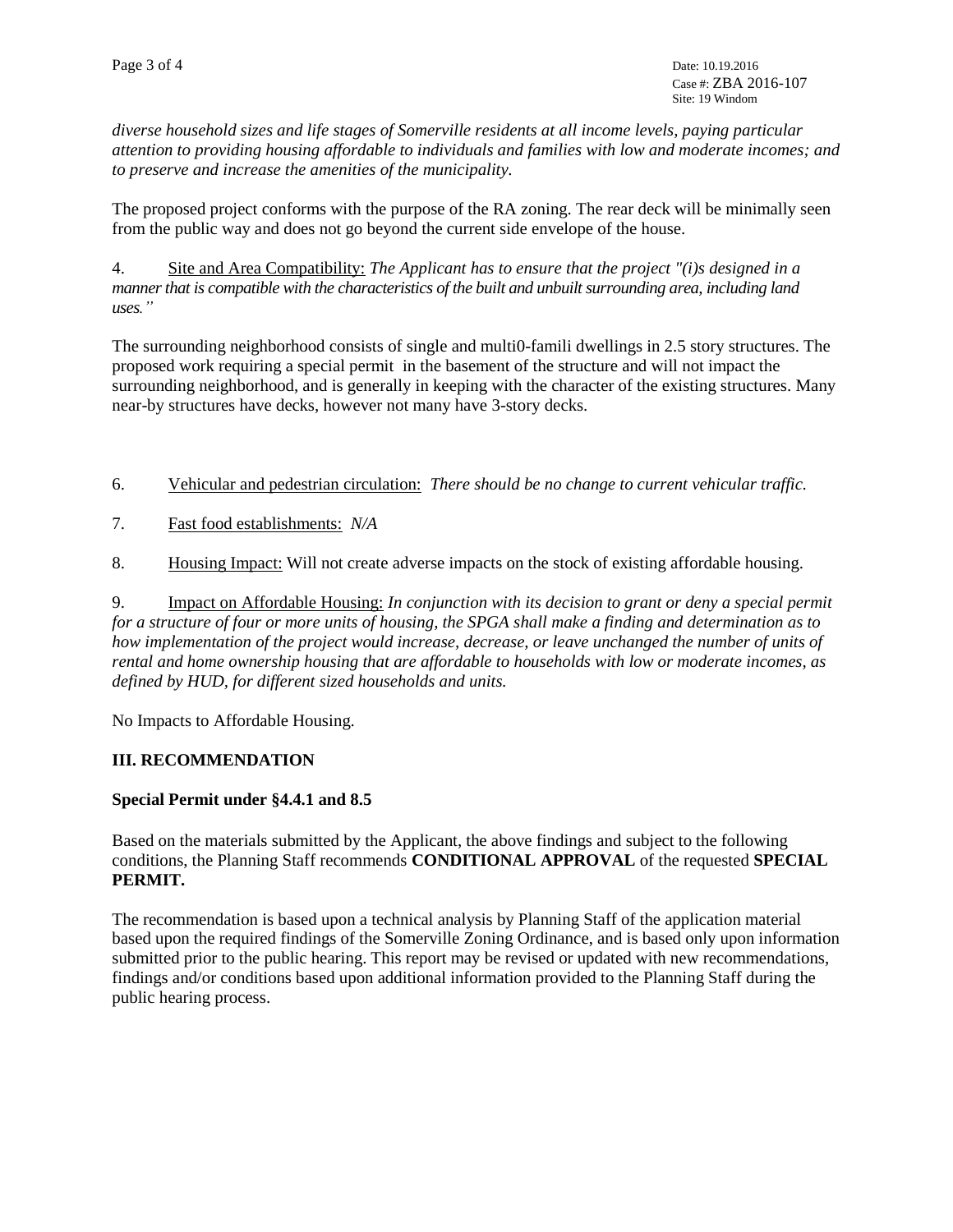*diverse household sizes and life stages of Somerville residents at all income levels, paying particular attention to providing housing affordable to individuals and families with low and moderate incomes; and to preserve and increase the amenities of the municipality.*

The proposed project conforms with the purpose of the RA zoning. The rear deck will be minimally seen from the public way and does not go beyond the current side envelope of the house.

4. Site and Area Compatibility: *The Applicant has to ensure that the project "(i)s designed in a manner that is compatible with the characteristics of the built and unbuilt surrounding area, including land uses."*

The surrounding neighborhood consists of single and multi0-famili dwellings in 2.5 story structures. The proposed work requiring a special permit in the basement of the structure and will not impact the surrounding neighborhood, and is generally in keeping with the character of the existing structures. Many near-by structures have decks, however not many have 3-story decks.

6. Vehicular and pedestrian circulation: *There should be no change to current vehicular traffic.*

7. Fast food establishments: *N/A*

8. Housing Impact: Will not create adverse impacts on the stock of existing affordable housing.

9. Impact on Affordable Housing: *In conjunction with its decision to grant or deny a special permit for a structure of four or more units of housing, the SPGA shall make a finding and determination as to how implementation of the project would increase, decrease, or leave unchanged the number of units of rental and home ownership housing that are affordable to households with low or moderate incomes, as defined by HUD, for different sized households and units.*

No Impacts to Affordable Housing.

**III. RECOMMENDATION**

**Special Permit under §4.4.1 and 8.5**

Based on the materials submitted by the Applicant, the above findings and subject to the following conditions, the Planning Staff recommends **CONDITIONAL APPROVAL** of the requested **SPECIAL PERMIT.**

The recommendation is based upon a technical analysis by Planning Staff of the application material based upon the required findings of the Somerville Zoning Ordinance, and is based only upon information submitted prior to the public hearing. This report may be revised or updated with new recommendations, findings and/or conditions based upon additional information provided to the Planning Staff during the public hearing process.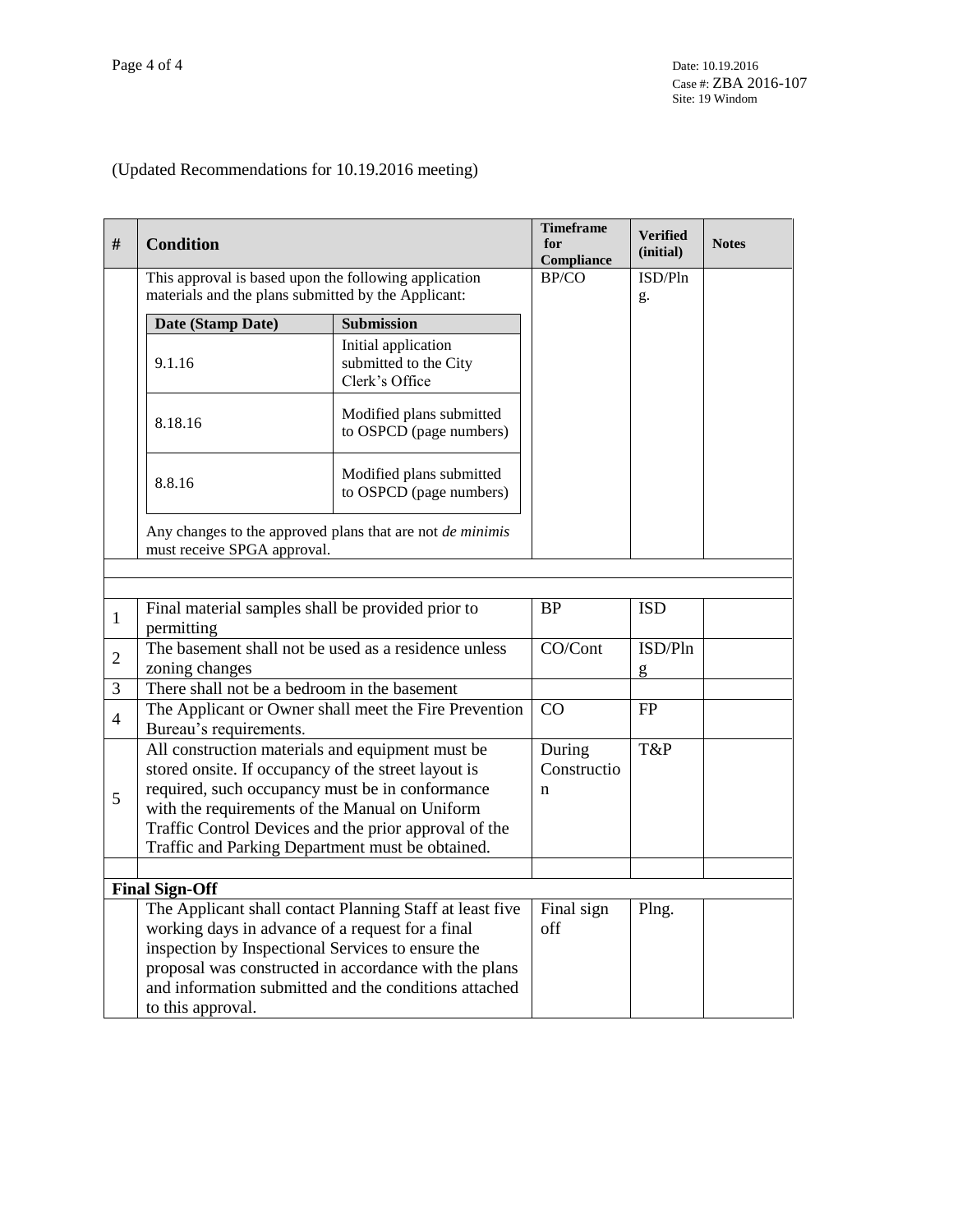Date: 10.19.2016
Case #: ZBA 2016-107
Site: 19 Windom

(Updated Recommendations for 10.19.2016 meeting)

| # | Condition | Timeframe for Compliance | Verified (initial) | Notes |
|---|---|---|---|---|
| | This approval is based upon the following application materials and the plans submitted by the Applicant:<br><br>**Date (Stamp Date)** – **Submission**<br>9.1.16 – Initial application submitted to the City Clerk's Office<br>8.18.16 – Modified plans submitted to OSPCD (page numbers)<br>8.8.16 – Modified plans submitted to OSPCD (page numbers)<br><br>Any changes to the approved plans that are not *de minimis* must receive SPGA approval. | BP/CO | ISD/Plng. | |
| | | | | |
| | | | | |
| 1 | Final material samples shall be provided prior to permitting | BP | ISD | |
| 2 | The basement shall not be used as a residence unless zoning changes | CO/Cont | ISD/Plng | |
| 3 | There shall not be a bedroom in the basement | | | |
| 4 | The Applicant or Owner shall meet the Fire Prevention Bureau's requirements. | CO | FP | |
| 5 | All construction materials and equipment must be stored onsite. If occupancy of the street layout is required, such occupancy must be in conformance with the requirements of the Manual on Uniform Traffic Control Devices and the prior approval of the Traffic and Parking Department must be obtained. | During Construction | T&P | |
| | | | | |
| **Final Sign-Off** | | | | |
| | The Applicant shall contact Planning Staff at least five working days in advance of a request for a final inspection by Inspectional Services to ensure the proposal was constructed in accordance with the plans and information submitted and the conditions attached to this approval. | Final sign off | Plng. | |